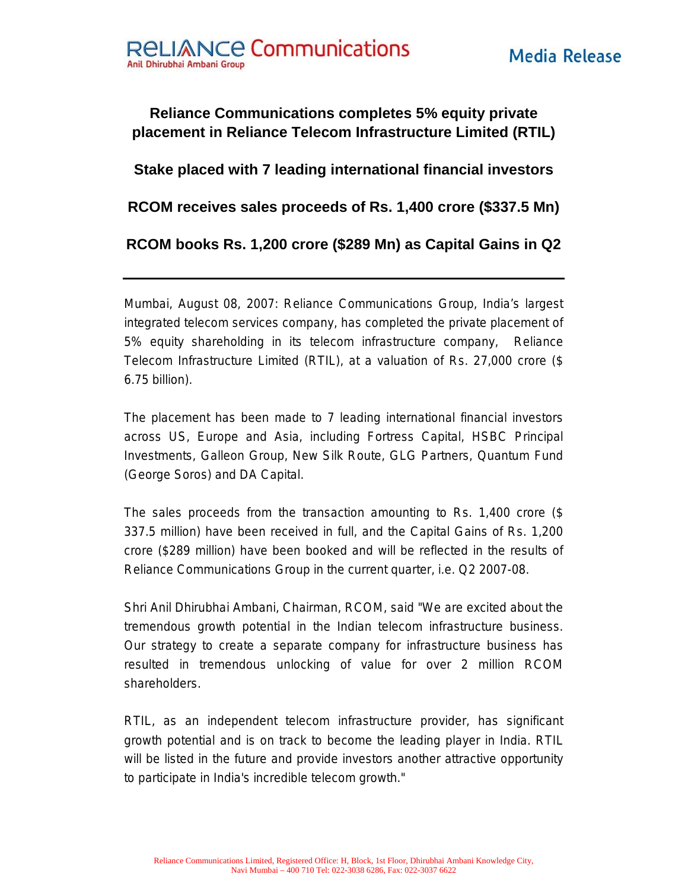**Media Release**

# Reliance Communications completes 5% equity private placement in Reliance Telecom Infrastructure Limited (RTIL)

## Stake placed with 7 leading international financial investors

## RCOM receives sales proceeds of Rs. 1,400 crore ($337.5 Mn)

## RCOM books Rs. 1,200 crore ($289 Mn) as Capital Gains in Q2

---

Mumbai, August 08, 2007: Reliance Communications Group, India's largest integrated telecom services company, has completed the private placement of 5% equity shareholding in its telecom infrastructure company, Reliance Telecom Infrastructure Limited (RTIL), at a valuation of Rs. 27,000 crore ($ 6.75 billion).

The placement has been made to 7 leading international financial investors across US, Europe and Asia, including Fortress Capital, HSBC Principal Investments, Galleon Group, New Silk Route, GLG Partners, Quantum Fund (George Soros) and DA Capital.

The sales proceeds from the transaction amounting to Rs. 1,400 crore ($ 337.5 million) have been received in full, and the Capital Gains of Rs. 1,200 crore ($289 million) have been booked and will be reflected in the results of Reliance Communications Group in the current quarter, i.e. Q2 2007-08.

Shri Anil Dhirubhai Ambani, Chairman, RCOM, said "We are excited about the tremendous growth potential in the Indian telecom infrastructure business. Our strategy to create a separate company for infrastructure business has resulted in tremendous unlocking of value for over 2 million RCOM shareholders.

RTIL, as an independent telecom infrastructure provider, has significant growth potential and is on track to become the leading player in India. RTIL will be listed in the future and provide investors another attractive opportunity to participate in India's incredible telecom growth."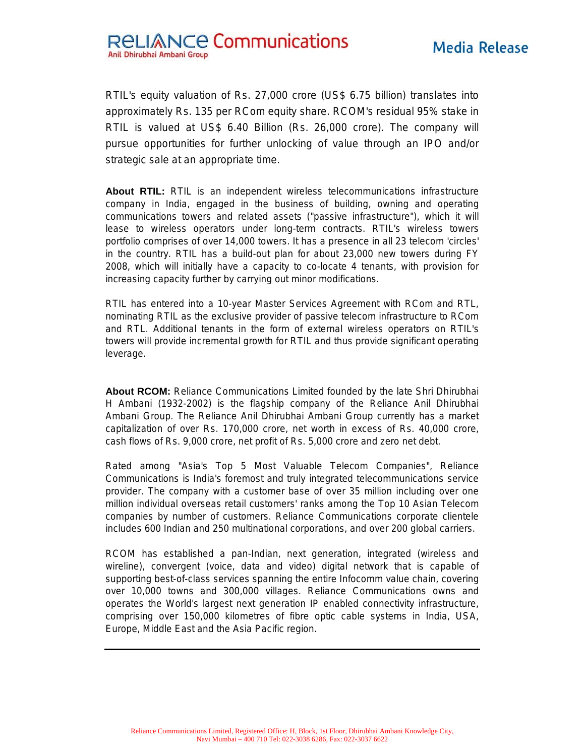RTIL's equity valuation of Rs. 27,000 crore (US$ 6.75 billion) translates into approximately Rs. 135 per RCom equity share. RCOM's residual 95% stake in RTIL is valued at US$ 6.40 Billion (Rs. 26,000 crore). The company will pursue opportunities for further unlocking of value through an IPO and/or strategic sale at an appropriate time.

**About RTIL:** RTIL is an independent wireless telecommunications infrastructure company in India, engaged in the business of building, owning and operating communications towers and related assets ("passive infrastructure"), which it will lease to wireless operators under long-term contracts. RTIL's wireless towers portfolio comprises of over 14,000 towers. It has a presence in all 23 telecom 'circles' in the country. RTIL has a build-out plan for about 23,000 new towers during FY 2008, which will initially have a capacity to co-locate 4 tenants, with provision for increasing capacity further by carrying out minor modifications.

RTIL has entered into a 10-year Master Services Agreement with RCom and RTL, nominating RTIL as the exclusive provider of passive telecom infrastructure to RCom and RTL. Additional tenants in the form of external wireless operators on RTIL's towers will provide incremental growth for RTIL and thus provide significant operating leverage.

**About RCOM:** Reliance Communications Limited founded by the late Shri Dhirubhai H Ambani (1932-2002) is the flagship company of the Reliance Anil Dhirubhai Ambani Group. The Reliance Anil Dhirubhai Ambani Group currently has a market capitalization of over Rs. 170,000 crore, net worth in excess of Rs. 40,000 crore, cash flows of Rs. 9,000 crore, net profit of Rs. 5,000 crore and zero net debt.

Rated among "Asia's Top 5 Most Valuable Telecom Companies", Reliance Communications is India's foremost and truly integrated telecommunications service provider. The company with a customer base of over 35 million including over one million individual overseas retail customers' ranks among the Top 10 Asian Telecom companies by number of customers. Reliance Communications corporate clientele includes 600 Indian and 250 multinational corporations, and over 200 global carriers.

RCOM has established a pan-Indian, next generation, integrated (wireless and wireline), convergent (voice, data and video) digital network that is capable of supporting best-of-class services spanning the entire Infocomm value chain, covering over 10,000 towns and 300,000 villages. Reliance Communications owns and operates the World's largest next generation IP enabled connectivity infrastructure, comprising over 150,000 kilometres of fibre optic cable systems in India, USA, Europe, Middle East and the Asia Pacific region.